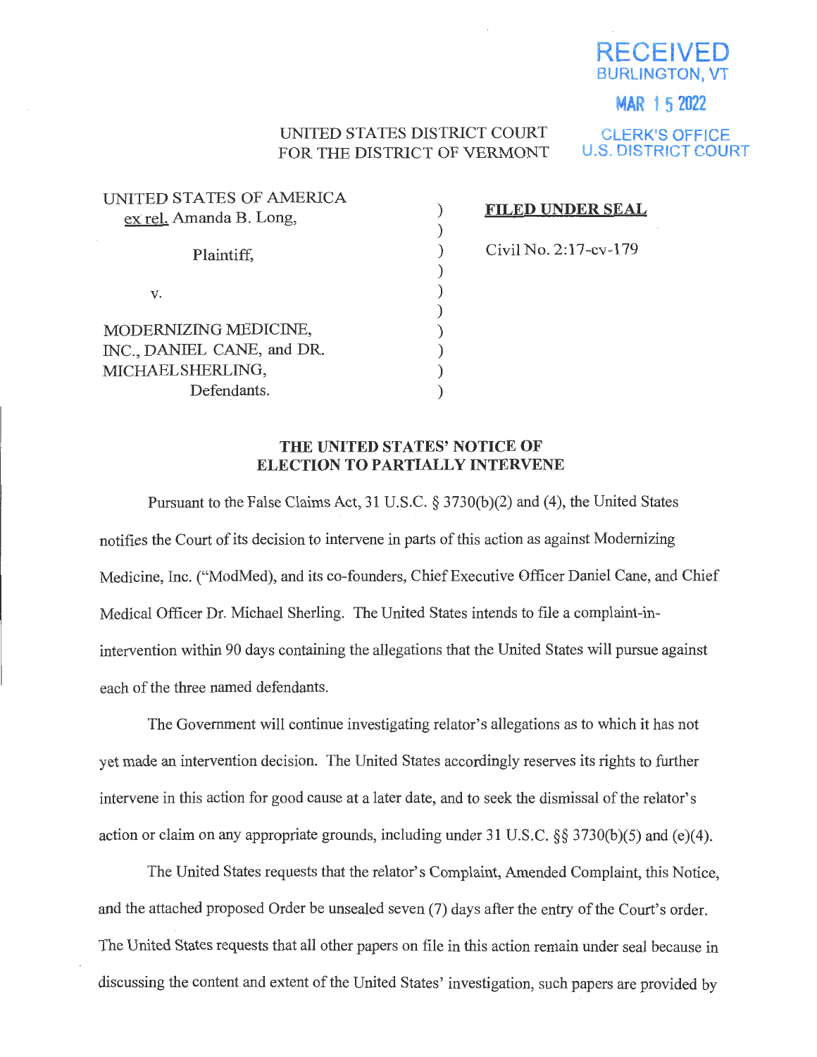RECEIVED
BURLINGTON, VT

MAR 15 2022

CLERK'S OFFICE
U.S. DISTRICT COURT

UNITED STATES DISTRICT COURT
FOR THE DISTRICT OF VERMONT

| | | |
|---|---|---|
| UNITED STATES OF AMERICA ex rel. Amanda B. Long, | ) | **FILED UNDER SEAL** |
| | ) | |
| Plaintiff, | ) | Civil No. 2:17-cv-179 |
| | ) | |
| v. | ) | |
| | ) | |
| MODERNIZING MEDICINE, INC., DANIEL CANE, and DR. MICHAEL SHERLING, | ) | |
| Defendants. | ) | |

## THE UNITED STATES' NOTICE OF ELECTION TO PARTIALLY INTERVENE

Pursuant to the False Claims Act, 31 U.S.C. § 3730(b)(2) and (4), the United States notifies the Court of its decision to intervene in parts of this action as against Modernizing Medicine, Inc. ("ModMed), and its co-founders, Chief Executive Officer Daniel Cane, and Chief Medical Officer Dr. Michael Sherling. The United States intends to file a complaint-in-intervention within 90 days containing the allegations that the United States will pursue against each of the three named defendants.

The Government will continue investigating relator's allegations as to which it has not yet made an intervention decision. The United States accordingly reserves its rights to further intervene in this action for good cause at a later date, and to seek the dismissal of the relator's action or claim on any appropriate grounds, including under 31 U.S.C. §§ 3730(b)(5) and (e)(4).

The United States requests that the relator's Complaint, Amended Complaint, this Notice, and the attached proposed Order be unsealed seven (7) days after the entry of the Court's order. The United States requests that all other papers on file in this action remain under seal because in discussing the content and extent of the United States' investigation, such papers are provided by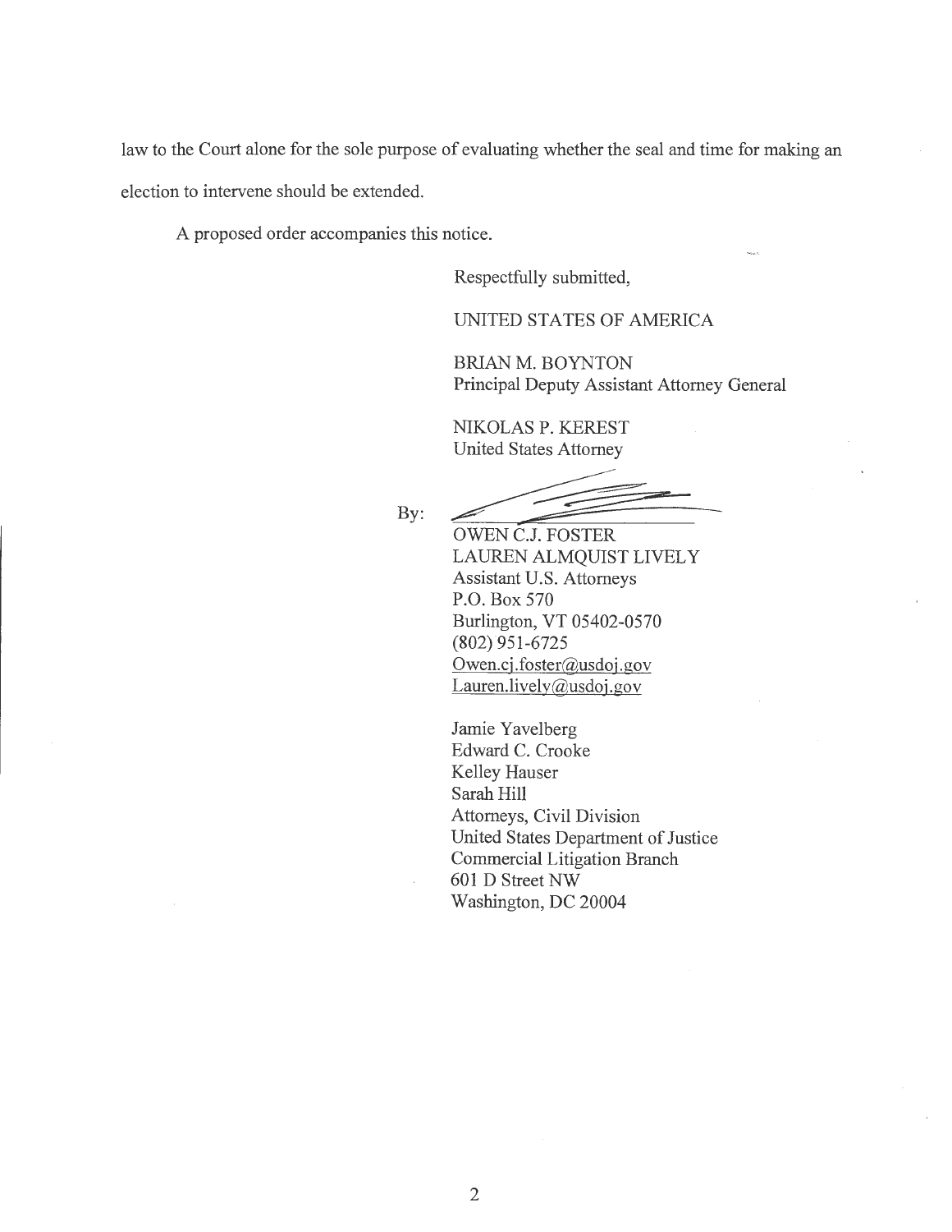law to the Court alone for the sole purpose of evaluating whether the seal and time for making an election to intervene should be extended.

A proposed order accompanies this notice.

Respectfully submitted,

UNITED STATES OF AMERICA

BRIAN M. BOYNTON
Principal Deputy Assistant Attorney General

NIKOLAS P. KEREST
United States Attorney

By: ______________________
OWEN C.J. FOSTER
LAUREN ALMQUIST LIVELY
Assistant U.S. Attorneys
P.O. Box 570
Burlington, VT 05402-0570
(802) 951-6725
Owen.cj.foster@usdoj.gov
Lauren.lively@usdoj.gov

Jamie Yavelberg
Edward C. Crooke
Kelley Hauser
Sarah Hill
Attorneys, Civil Division
United States Department of Justice
Commercial Litigation Branch
601 D Street NW
Washington, DC 20004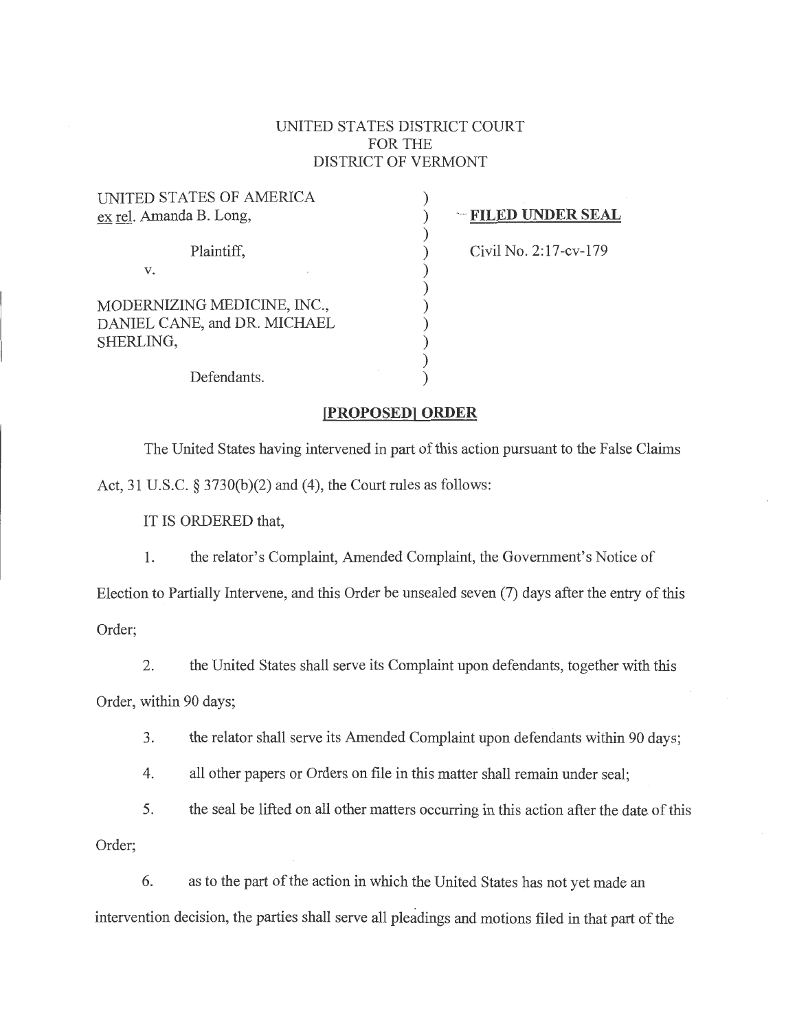UNITED STATES DISTRICT COURT
FOR THE
DISTRICT OF VERMONT

| | | |
|---|---|---|
| UNITED STATES OF AMERICA ex rel. Amanda B. Long, | ) | **FILED UNDER SEAL** |
| Plaintiff, | ) | Civil No. 2:17-cv-179 |
| v. | ) | |
| MODERNIZING MEDICINE, INC., DANIEL CANE, and DR. MICHAEL SHERLING, | ) | |
| Defendants. | ) | |

## [PROPOSED] ORDER

The United States having intervened in part of this action pursuant to the False Claims Act, 31 U.S.C. § 3730(b)(2) and (4), the Court rules as follows:

IT IS ORDERED that,

1. the relator's Complaint, Amended Complaint, the Government's Notice of Election to Partially Intervene, and this Order be unsealed seven (7) days after the entry of this Order;

2. the United States shall serve its Complaint upon defendants, together with this Order, within 90 days;

3. the relator shall serve its Amended Complaint upon defendants within 90 days;

4. all other papers or Orders on file in this matter shall remain under seal;

5. the seal be lifted on all other matters occurring in this action after the date of this Order;

6. as to the part of the action in which the United States has not yet made an intervention decision, the parties shall serve all pleadings and motions filed in that part of the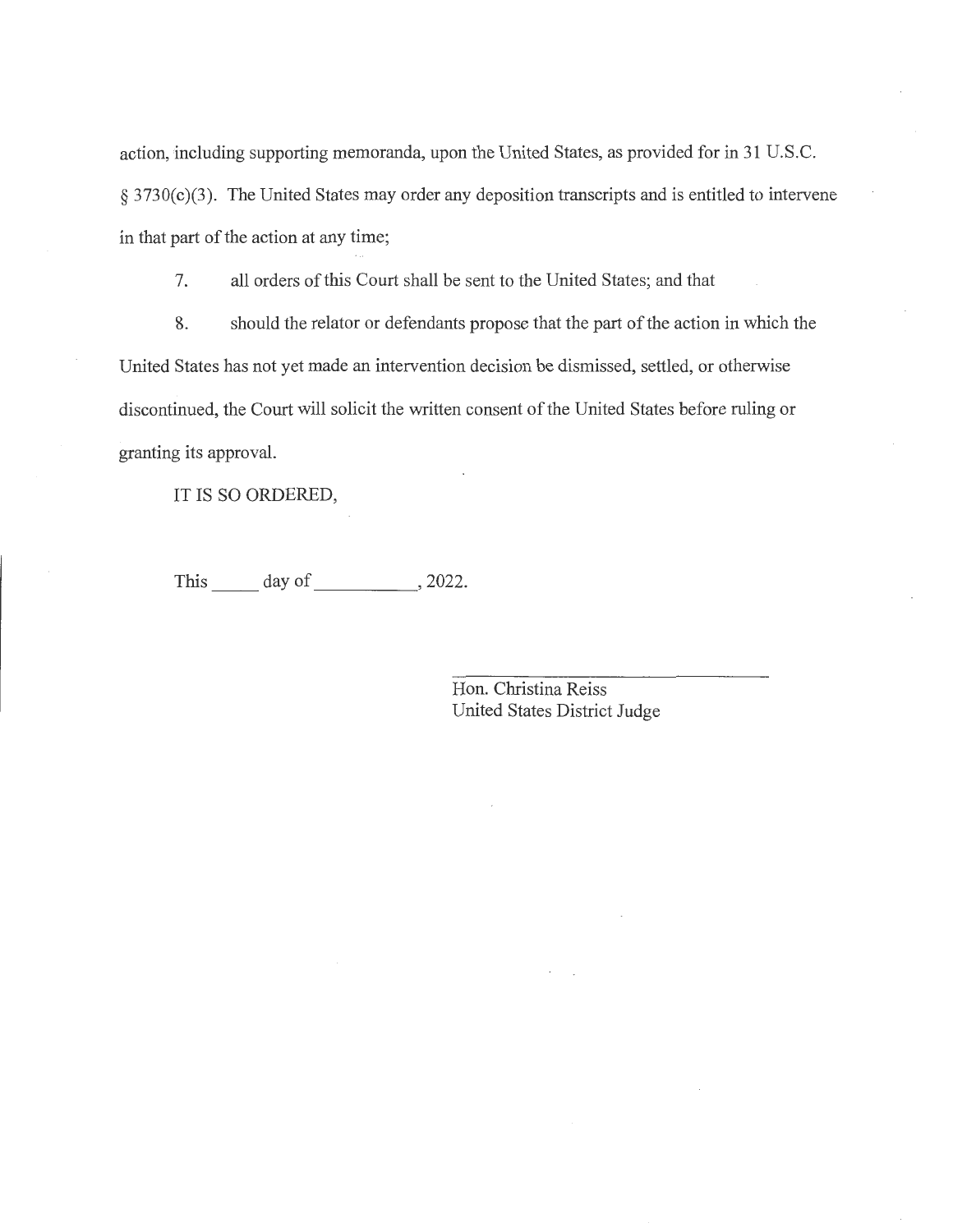action, including supporting memoranda, upon the United States, as provided for in 31 U.S.C. § 3730(c)(3). The United States may order any deposition transcripts and is entitled to intervene in that part of the action at any time;

7. all orders of this Court shall be sent to the United States; and that

8. should the relator or defendants propose that the part of the action in which the United States has not yet made an intervention decision be dismissed, settled, or otherwise discontinued, the Court will solicit the written consent of the United States before ruling or granting its approval.

IT IS SO ORDERED,

This _____ day of __________, 2022.

_______________________________
Hon. Christina Reiss
United States District Judge